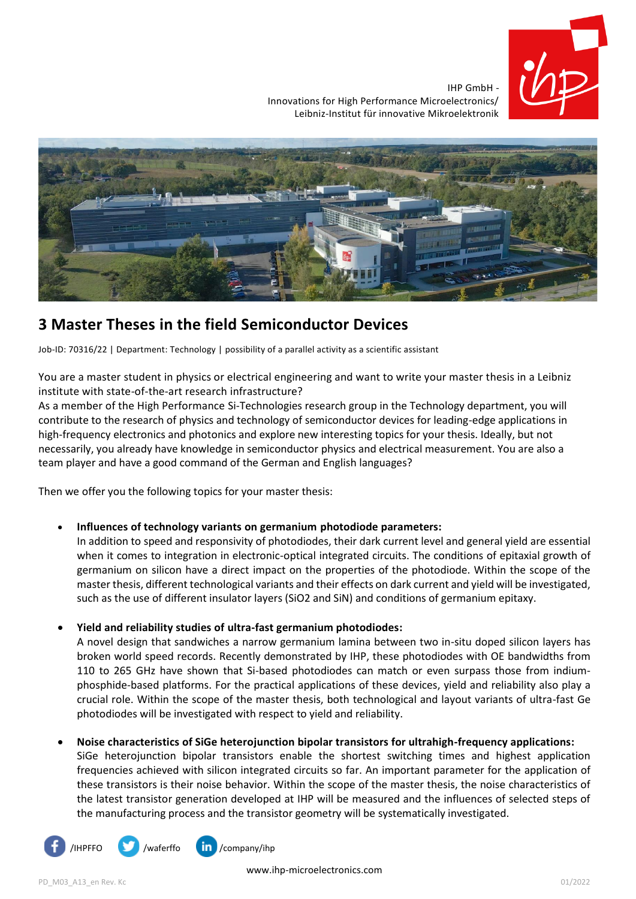IHP GmbH -
Innovations for High Performance Microelectronics/
Leibniz-Institut für innovative Mikroelektronik

# 3 Master Theses in the field Semiconductor Devices

Job-ID: 70316/22 | Department: Technology | possibility of a parallel activity as a scientific assistant

You are a master student in physics or electrical engineering and want to write your master thesis in a Leibniz institute with state-of-the-art research infrastructure?
As a member of the High Performance Si-Technologies research group in the Technology department, you will contribute to the research of physics and technology of semiconductor devices for leading-edge applications in high-frequency electronics and photonics and explore new interesting topics for your thesis. Ideally, but not necessarily, you already have knowledge in semiconductor physics and electrical measurement. You are also a team player and have a good command of the German and English languages?

Then we offer you the following topics for your master thesis:

- **Influences of technology variants on germanium photodiode parameters:**
  In addition to speed and responsivity of photodiodes, their dark current level and general yield are essential when it comes to integration in electronic-optical integrated circuits. The conditions of epitaxial growth of germanium on silicon have a direct impact on the properties of the photodiode. Within the scope of the master thesis, different technological variants and their effects on dark current and yield will be investigated, such as the use of different insulator layers ($SiO_2$ and SiN) and conditions of germanium epitaxy.

- **Yield and reliability studies of ultra-fast germanium photodiodes:**
  A novel design that sandwiches a narrow germanium lamina between two in-situ doped silicon layers has broken world speed records. Recently demonstrated by IHP, these photodiodes with OE bandwidths from 110 to 265 GHz have shown that Si-based photodiodes can match or even surpass those from indium-phosphide-based platforms. For the practical applications of these devices, yield and reliability also play a crucial role. Within the scope of the master thesis, both technological and layout variants of ultra-fast Ge photodiodes will be investigated with respect to yield and reliability.

- **Noise characteristics of SiGe heterojunction bipolar transistors for ultrahigh-frequency applications:**
  SiGe heterojunction bipolar transistors enable the shortest switching times and highest application frequencies achieved with silicon integrated circuits so far. An important parameter for the application of these transistors is their noise behavior. Within the scope of the master thesis, the noise characteristics of the latest transistor generation developed at IHP will be measured and the influences of selected steps of the manufacturing process and the transistor geometry will be systematically investigated.

/IHPFFO /waferffo /company/ihp

www.ihp-microelectronics.com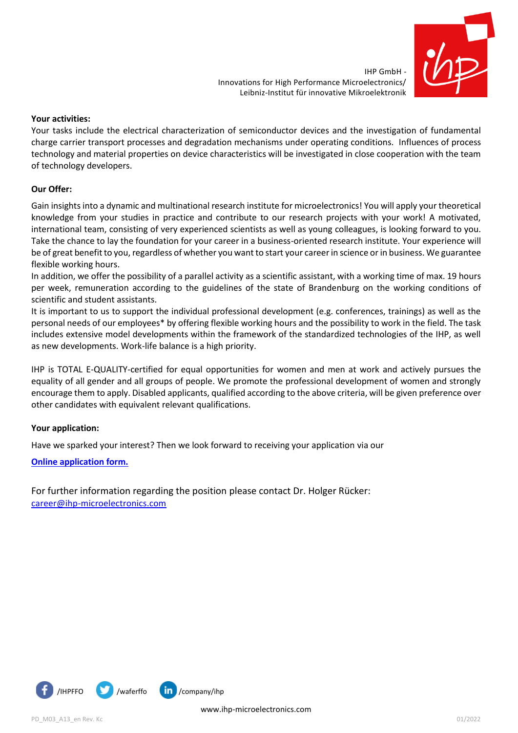IHP GmbH -
Innovations for High Performance Microelectronics/
Leibniz-Institut für innovative Mikroelektronik

**Your activities:**

Your tasks include the electrical characterization of semiconductor devices and the investigation of fundamental charge carrier transport processes and degradation mechanisms under operating conditions. Influences of process technology and material properties on device characteristics will be investigated in close cooperation with the team of technology developers.

**Our Offer:**

Gain insights into a dynamic and multinational research institute for microelectronics! You will apply your theoretical knowledge from your studies in practice and contribute to our research projects with your work! A motivated, international team, consisting of very experienced scientists as well as young colleagues, is looking forward to you. Take the chance to lay the foundation for your career in a business-oriented research institute. Your experience will be of great benefit to you, regardless of whether you want to start your career in science or in business. We guarantee flexible working hours.

In addition, we offer the possibility of a parallel activity as a scientific assistant, with a working time of max. 19 hours per week, remuneration according to the guidelines of the state of Brandenburg on the working conditions of scientific and student assistants.

It is important to us to support the individual professional development (e.g. conferences, trainings) as well as the personal needs of our employees* by offering flexible working hours and the possibility to work in the field. The task includes extensive model developments within the framework of the standardized technologies of the IHP, as well as new developments. Work-life balance is a high priority.

IHP is TOTAL E-QUALITY-certified for equal opportunities for women and men at work and actively pursues the equality of all gender and all groups of people. We promote the professional development of women and strongly encourage them to apply. Disabled applicants, qualified according to the above criteria, will be given preference over other candidates with equivalent relevant qualifications.

**Your application:**

Have we sparked your interest? Then we look forward to receiving your application via our

**Online application form.**

For further information regarding the position please contact Dr. Holger Rücker:
career@ihp-microelectronics.com

/IHPFFO /waferffo /company/ihp

www.ihp-microelectronics.com

PD_M03_A13_en Rev. Kc 01/2022